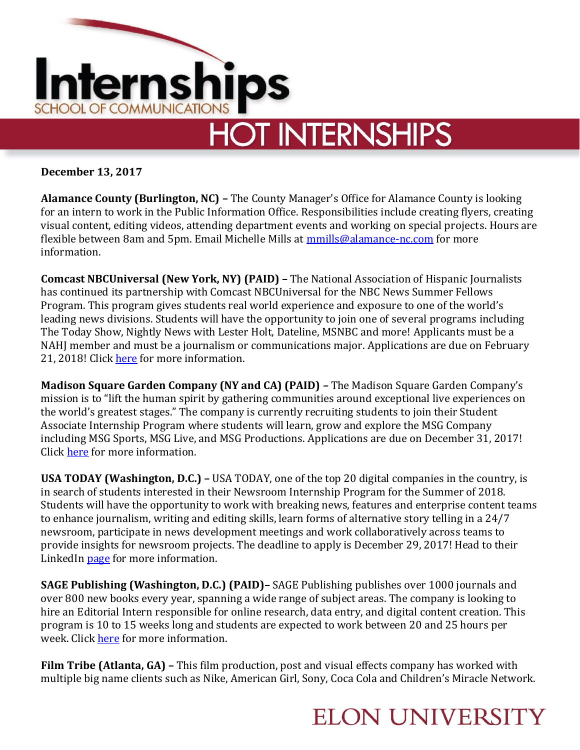# Internships

SCHOOL OF COMMUNICATIONS

## HOT INTERNSHIPS

**December 13, 2017**

**Alamance County (Burlington, NC) –** The County Manager's Office for Alamance County is looking for an intern to work in the Public Information Office. Responsibilities include creating flyers, creating visual content, editing videos, attending department events and working on special projects. Hours are flexible between 8am and 5pm. Email Michelle Mills at mmills@alamance-nc.com for more information.

**Comcast NBCUniversal (New York, NY) (PAID) –** The National Association of Hispanic Journalists has continued its partnership with Comcast NBCUniversal for the NBC News Summer Fellows Program. This program gives students real world experience and exposure to one of the world's leading news divisions. Students will have the opportunity to join one of several programs including The Today Show, Nightly News with Lester Holt, Dateline, MSNBC and more! Applicants must be a NAHJ member and must be a journalism or communications major. Applications are due on February 21, 2018! Click here for more information.

**Madison Square Garden Company (NY and CA) (PAID) –** The Madison Square Garden Company's mission is to "lift the human spirit by gathering communities around exceptional live experiences on the world's greatest stages." The company is currently recruiting students to join their Student Associate Internship Program where students will learn, grow and explore the MSG Company including MSG Sports, MSG Live, and MSG Productions. Applications are due on December 31, 2017! Click here for more information.

**USA TODAY (Washington, D.C.) –** USA TODAY, one of the top 20 digital companies in the country, is in search of students interested in their Newsroom Internship Program for the Summer of 2018. Students will have the opportunity to work with breaking news, features and enterprise content teams to enhance journalism, writing and editing skills, learn forms of alternative story telling in a 24/7 newsroom, participate in news development meetings and work collaboratively across teams to provide insights for newsroom projects. The deadline to apply is December 29, 2017! Head to their LinkedIn page for more information.

**SAGE Publishing (Washington, D.C.) (PAID)–** SAGE Publishing publishes over 1000 journals and over 800 new books every year, spanning a wide range of subject areas. The company is looking to hire an Editorial Intern responsible for online research, data entry, and digital content creation. This program is 10 to 15 weeks long and students are expected to work between 20 and 25 hours per week. Click here for more information.

**Film Tribe (Atlanta, GA) –** This film production, post and visual effects company has worked with multiple big name clients such as Nike, American Girl, Sony, Coca Cola and Children's Miracle Network.

ELON UNIVERSITY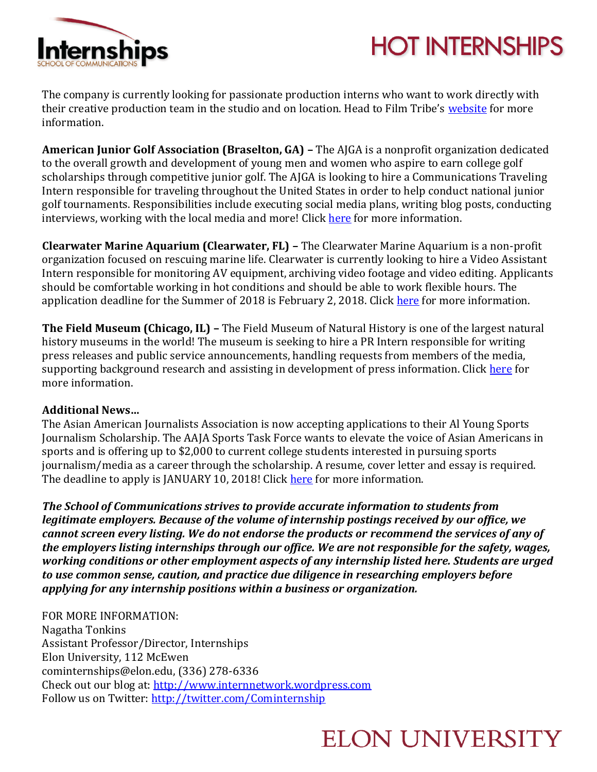The company is currently looking for passionate production interns who want to work directly with their creative production team in the studio and on location. Head to Film Tribe's website for more information.

**American Junior Golf Association (Braselton, GA) –** The AJGA is a nonprofit organization dedicated to the overall growth and development of young men and women who aspire to earn college golf scholarships through competitive junior golf. The AJGA is looking to hire a Communications Traveling Intern responsible for traveling throughout the United States in order to help conduct national junior golf tournaments. Responsibilities include executing social media plans, writing blog posts, conducting interviews, working with the local media and more! Click here for more information.

**Clearwater Marine Aquarium (Clearwater, FL) –** The Clearwater Marine Aquarium is a non-profit organization focused on rescuing marine life. Clearwater is currently looking to hire a Video Assistant Intern responsible for monitoring AV equipment, archiving video footage and video editing. Applicants should be comfortable working in hot conditions and should be able to work flexible hours. The application deadline for the Summer of 2018 is February 2, 2018. Click here for more information.

**The Field Museum (Chicago, IL) –** The Field Museum of Natural History is one of the largest natural history museums in the world! The museum is seeking to hire a PR Intern responsible for writing press releases and public service announcements, handling requests from members of the media, supporting background research and assisting in development of press information. Click here for more information.

**Additional News…**
The Asian American Journalists Association is now accepting applications to their Al Young Sports Journalism Scholarship. The AAJA Sports Task Force wants to elevate the voice of Asian Americans in sports and is offering up to $2,000 to current college students interested in pursuing sports journalism/media as a career through the scholarship. A resume, cover letter and essay is required. The deadline to apply is JANUARY 10, 2018! Click here for more information.

***The School of Communications strives to provide accurate information to students from legitimate employers. Because of the volume of internship postings received by our office, we cannot screen every listing. We do not endorse the products or recommend the services of any of the employers listing internships through our office. We are not responsible for the safety, wages, working conditions or other employment aspects of any internship listed here. Students are urged to use common sense, caution, and practice due diligence in researching employers before applying for any internship positions within a business or organization.***

FOR MORE INFORMATION:
Nagatha Tonkins
Assistant Professor/Director, Internships
Elon University, 112 McEwen
cominternships@elon.edu, (336) 278-6336
Check out our blog at: http://www.internnetwork.wordpress.com
Follow us on Twitter: http://twitter.com/Cominternship

ELON UNIVERSITY